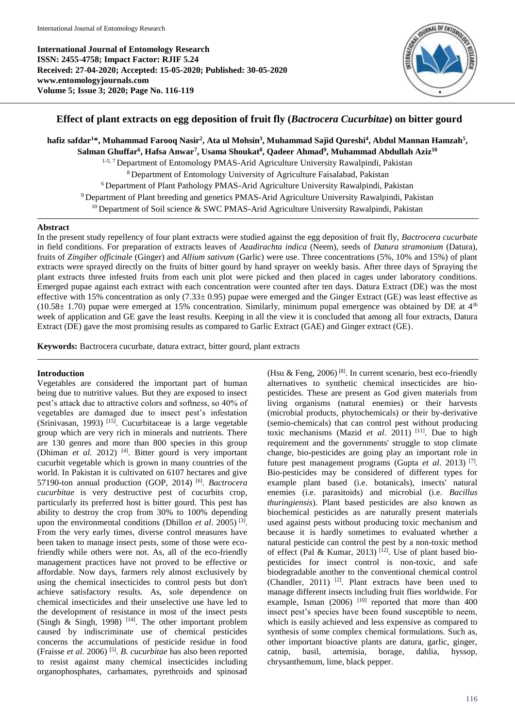International Journal of Entomology Research
ISSN: 2455-4758; Impact Factor: RJIF 5.24
Received: 27-04-2020; Accepted: 15-05-2020; Published: 30-05-2020
www.entomologyjournals.com
Volume 5; Issue 3; 2020; Page No. 116-119

# Effect of plant extracts on egg deposition of fruit fly (*Bactrocera Cucurbitae*) on bitter gourd

**hafiz safdar[1]\*, Muhammad Farooq Nasir[2], Ata ul Mohsin[3], Muhammad Sajid Qureshi[4], Abdul Mannan Hamzah[5], Salman Ghuffar[6], Hafsa Anwar[7], Usama Shoukat[8], Qadeer Ahmad[9], Muhammad Abdullah Aziz[10]**

[1-5, 7] Department of Entomology PMAS-Arid Agriculture University Rawalpindi, Pakistan
[8] Department of Entomology University of Agriculture Faisalabad, Pakistan
[6] Department of Plant Pathology PMAS-Arid Agriculture University Rawalpindi, Pakistan
[9] Department of Plant breeding and genetics PMAS-Arid Agriculture University Rawalpindi, Pakistan
[10] Department of Soil science & SWC PMAS-Arid Agriculture University Rawalpindi, Pakistan

## Abstract

In the present study repellency of four plant extracts were studied against the egg deposition of fruit fly, *Bactrocera cucurbate* in field conditions. For preparation of extracts leaves of *Azadirachta indica* (Neem), seeds of *Datura stramonium* (Datura), fruits of *Zingiber officinale* (Ginger) and *Allium sativum* (Garlic) were use. Three concentrations (5%, 10% and 15%) of plant extracts were sprayed directly on the fruits of bitter gourd by hand sprayer on weekly basis. After three days of Spraying the plant extracts three infested fruits from each unit plot were picked and then placed in cages under laboratory conditions. Emerged pupae against each extract with each concentration were counted after ten days. Datura Extract (DE) was the most effective with 15% concentration as only (7.33± 0.95) pupae were emerged and the Ginger Extract (GE) was least effective as (10.58± 1.70) pupae were emerged at 15% concentration. Similarly, minimum pupal emergence was obtained by DE at 4th week of application and GE gave the least results. Keeping in all the view it is concluded that among all four extracts, Datura Extract (DE) gave the most promising results as compared to Garlic Extract (GAE) and Ginger extract (GE).

**Keywords:** Bactrocera cucurbate, datura extract, bitter gourd, plant extracts

## Introduction

Vegetables are considered the important part of human being due to nutritive values. But they are exposed to insect pest's attack due to attractive colors and softness, so 40% of vegetables are damaged due to insect pest's infestation (Srinivasan, 1993) [15]. Cucurbitaceae is a large vegetable group which are very rich in minerals and nutrients. There are 130 genres and more than 800 species in this group (Dhiman *et al.* 2012) [4]. Bitter gourd is very important cucurbit vegetable which is grown in many countries of the world. In Pakistan it is cultivated on 6107 hectares and give 57190-ton annual production (GOP, 2014) [6]. *Bactrocera cucurbitae* is very destructive pest of cucurbits crop, particularly its preferred host is bitter gourd. This pest has ability to destroy the crop from 30% to 100% depending upon the environmental conditions (Dhillon *et al*. 2005) [3]. From the very early times, diverse control measures have been taken to manage insect pests, some of those were eco-friendly while others were not. As, all of the eco-friendly management practices have not proved to be effective or affordable. Now days, farmers rely almost exclusively by using the chemical insecticides to control pests but don't achieve satisfactory results. As, sole dependence on chemical insecticides and their unselective use have led to the development of resistance in most of the insect pests (Singh & Singh, 1998) [14]. The other important problem caused by indiscriminate use of chemical pesticides concerns the accumulations of pesticide residue in food (Fraisse *et al*. 2006) [5]. *B. cucurbitae* has also been reported to resist against many chemical insecticides including organophosphates, carbamates, pyrethroids and spinosad (Hsu & Feng, 2006) [8]. In current scenario, best eco-friendly alternatives to synthetic chemical insecticides are bio-pesticides. These are present as God given materials from living organisms (natural enemies) or their harvests (microbial products, phytochemicals) or their by-derivative (semio-chemicals) that can control pest without producing toxic mechanisms (Mazid *et al*. 2011) [11]. Due to high requirement and the governments' struggle to stop climate change, bio-pesticides are going play an important role in future pest management programs (Gupta *et al*. 2013) [7]. Bio-pesticides may be considered of different types for example plant based (i.e. botanicals), insects' natural enemies (i.e. parasitoids) and microbial (i.e. *Bacillus thuringiensis*). Plant based pesticides are also known as biochemical pesticides as are naturally present materials used against pests without producing toxic mechanism and because it is hardly sometimes to evaluated whether a natural pesticide can control the pest by a non-toxic method of effect (Pal & Kumar, 2013) [12]. Use of plant based bio-pesticides for insect control is non-toxic, and safe biodegradable another to the conventional chemical control (Chandler, 2011) [2]. Plant extracts have been used to manage different insects including fruit flies worldwide. For example, Isman (2006) [10] reported that more than 400 insect pest's species have been found susceptible to neem, which is easily achieved and less expensive as compared to synthesis of some complex chemical formulations. Such as, other important bioactive plants are datura, garlic, ginger, catnip, basil, artemisia, borage, dahlia, hyssop, chrysanthemum, lime, black pepper.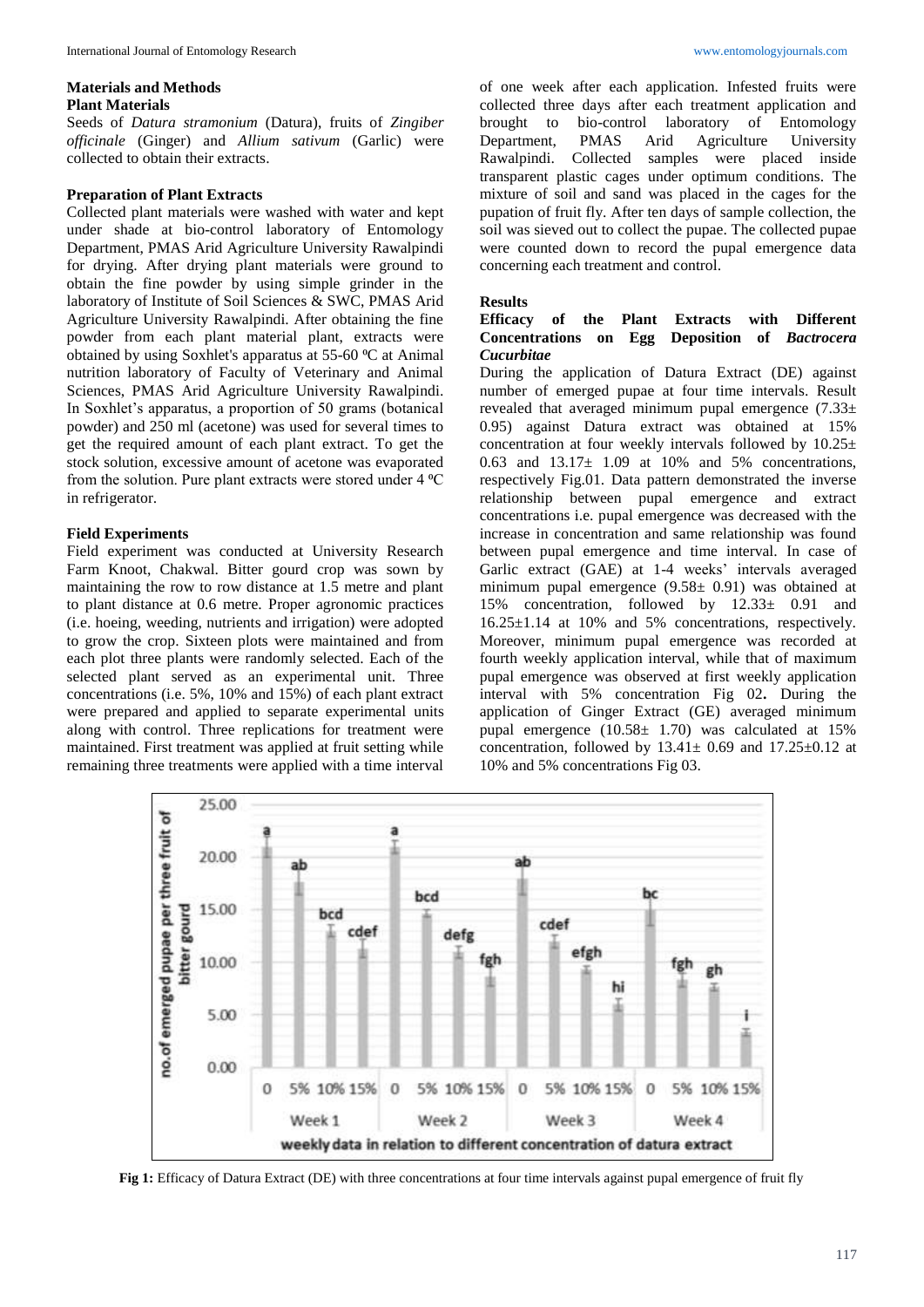## Materials and Methods

### Plant Materials

Seeds of *Datura stramonium* (Datura), fruits of *Zingiber officinale* (Ginger) and *Allium sativum* (Garlic) were collected to obtain their extracts.

### Preparation of Plant Extracts

Collected plant materials were washed with water and kept under shade at bio-control laboratory of Entomology Department, PMAS Arid Agriculture University Rawalpindi for drying. After drying plant materials were ground to obtain the fine powder by using simple grinder in the laboratory of Institute of Soil Sciences & SWC, PMAS Arid Agriculture University Rawalpindi. After obtaining the fine powder from each plant material plant, extracts were obtained by using Soxhlet's apparatus at 55-60 ºC at Animal nutrition laboratory of Faculty of Veterinary and Animal Sciences, PMAS Arid Agriculture University Rawalpindi. In Soxhlet's apparatus, a proportion of 50 grams (botanical powder) and 250 ml (acetone) was used for several times to get the required amount of each plant extract. To get the stock solution, excessive amount of acetone was evaporated from the solution. Pure plant extracts were stored under 4 ºC in refrigerator.

### Field Experiments

Field experiment was conducted at University Research Farm Knoot, Chakwal. Bitter gourd crop was sown by maintaining the row to row distance at 1.5 metre and plant to plant distance at 0.6 metre. Proper agronomic practices (i.e. hoeing, weeding, nutrients and irrigation) were adopted to grow the crop. Sixteen plots were maintained and from each plot three plants were randomly selected. Each of the selected plant served as an experimental unit. Three concentrations (i.e. 5%, 10% and 15%) of each plant extract were prepared and applied to separate experimental units along with control. Three replications for treatment were maintained. First treatment was applied at fruit setting while remaining three treatments were applied with a time interval of one week after each application. Infested fruits were collected three days after each treatment application and brought to bio-control laboratory of Entomology Department, PMAS Arid Agriculture University Rawalpindi. Collected samples were placed inside transparent plastic cages under optimum conditions. The mixture of soil and sand was placed in the cages for the pupation of fruit fly. After ten days of sample collection, the soil was sieved out to collect the pupae. The collected pupae were counted down to record the pupal emergence data concerning each treatment and control.

## Results

### Efficacy of the Plant Extracts with Different Concentrations on Egg Deposition of *Bactrocera Cucurbitae*

During the application of Datura Extract (DE) against number of emerged pupae at four time intervals. Result revealed that averaged minimum pupal emergence (7.33± 0.95) against Datura extract was obtained at 15% concentration at four weekly intervals followed by 10.25± 0.63 and 13.17± 1.09 at 10% and 5% concentrations, respectively Fig.01. Data pattern demonstrated the inverse relationship between pupal emergence and extract concentrations i.e. pupal emergence was decreased with the increase in concentration and same relationship was found between pupal emergence and time interval. In case of Garlic extract (GAE) at 1-4 weeks' intervals averaged minimum pupal emergence (9.58± 0.91) was obtained at 15% concentration, followed by 12.33± 0.91 and 16.25±1.14 at 10% and 5% concentrations, respectively. Moreover, minimum pupal emergence was recorded at fourth weekly application interval, while that of maximum pupal emergence was observed at first weekly application interval with 5% concentration Fig 02**.** During the application of Ginger Extract (GE) averaged minimum pupal emergence (10.58± 1.70) was calculated at 15% concentration, followed by 13.41± 0.69 and 17.25±0.12 at 10% and 5% concentrations Fig 03.

**Fig 1:** Efficacy of Datura Extract (DE) with three concentrations at four time intervals against pupal emergence of fruit fly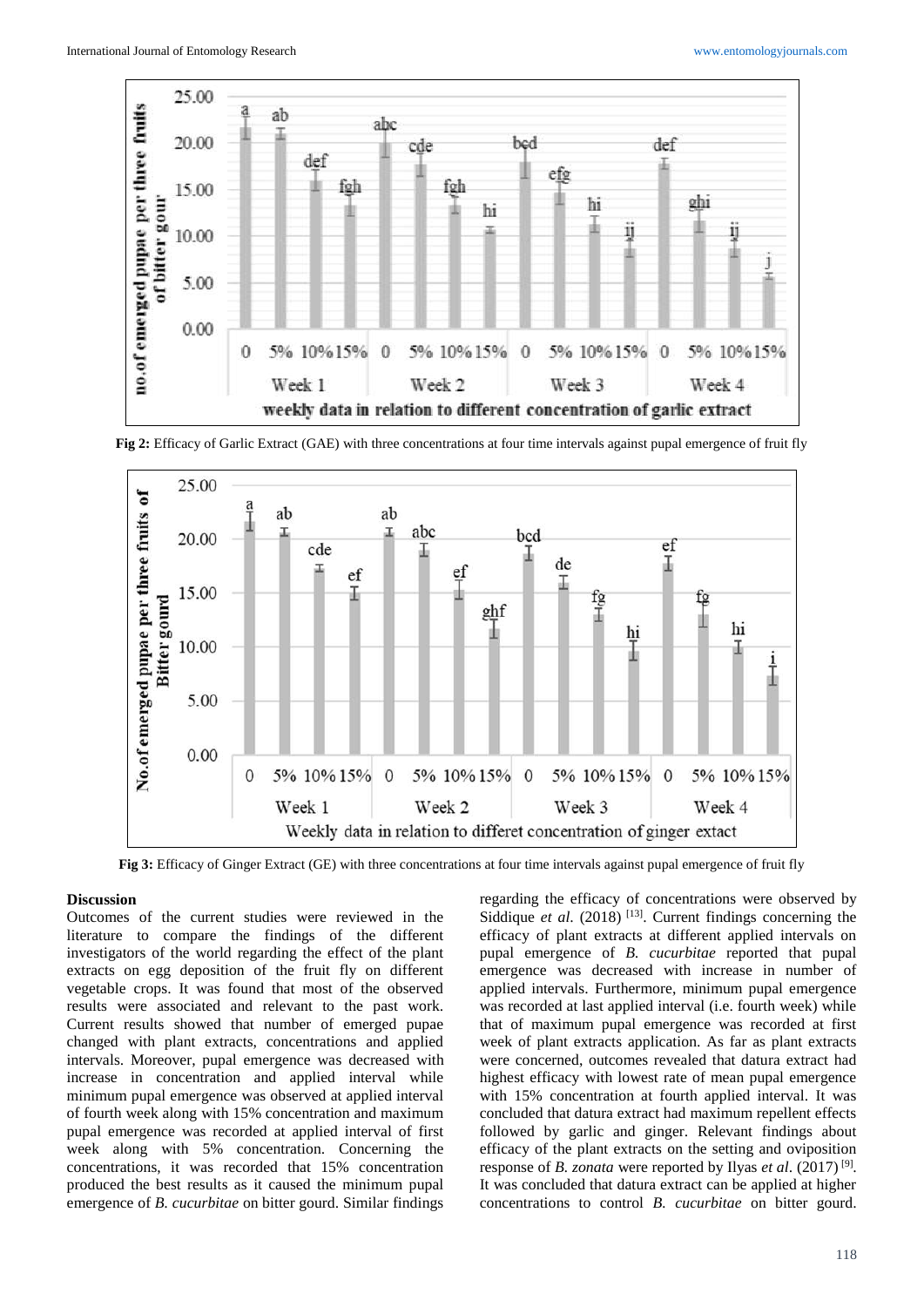Fig 2: Efficacy of Garlic Extract (GAE) with three concentrations at four time intervals against pupal emergence of fruit fly

Fig 3: Efficacy of Ginger Extract (GE) with three concentrations at four time intervals against pupal emergence of fruit fly

## Discussion

Outcomes of the current studies were reviewed in the literature to compare the findings of the different investigators of the world regarding the effect of the plant extracts on egg deposition of the fruit fly on different vegetable crops. It was found that most of the observed results were associated and relevant to the past work. Current results showed that number of emerged pupae changed with plant extracts, concentrations and applied intervals. Moreover, pupal emergence was decreased with increase in concentration and applied interval while minimum pupal emergence was observed at applied interval of fourth week along with 15% concentration and maximum pupal emergence was recorded at applied interval of first week along with 5% concentration. Concerning the concentrations, it was recorded that 15% concentration produced the best results as it caused the minimum pupal emergence of *B. cucurbitae* on bitter gourd. Similar findings regarding the efficacy of concentrations were observed by Siddique *et al*. (2018) [13]. Current findings concerning the efficacy of plant extracts at different applied intervals on pupal emergence of *B. cucurbitae* reported that pupal emergence was decreased with increase in number of applied intervals. Furthermore, minimum pupal emergence was recorded at last applied interval (i.e. fourth week) while that of maximum pupal emergence was recorded at first week of plant extracts application. As far as plant extracts were concerned, outcomes revealed that datura extract had highest efficacy with lowest rate of mean pupal emergence with 15% concentration at fourth applied interval. It was concluded that datura extract had maximum repellent effects followed by garlic and ginger. Relevant findings about efficacy of the plant extracts on the setting and oviposition response of *B. zonata* were reported by Ilyas *et al*. (2017) [9]. It was concluded that datura extract can be applied at higher concentrations to control *B. cucurbitae* on bitter gourd.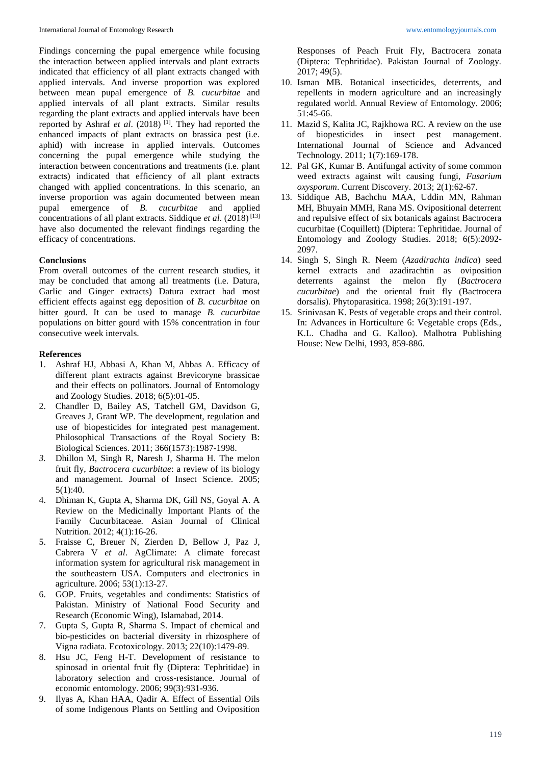Findings concerning the pupal emergence while focusing the interaction between applied intervals and plant extracts indicated that efficiency of all plant extracts changed with applied intervals. And inverse proportion was explored between mean pupal emergence of *B. cucurbitae* and applied intervals of all plant extracts. Similar results regarding the plant extracts and applied intervals have been reported by Ashraf *et al*. (2018) [1]. They had reported the enhanced impacts of plant extracts on brassica pest (i.e. aphid) with increase in applied intervals. Outcomes concerning the pupal emergence while studying the interaction between concentrations and treatments (i.e. plant extracts) indicated that efficiency of all plant extracts changed with applied concentrations. In this scenario, an inverse proportion was again documented between mean pupal emergence of *B. cucurbitae* and applied concentrations of all plant extracts. Siddique *et al*. (2018) [13] have also documented the relevant findings regarding the efficacy of concentrations.

### Conclusions

From overall outcomes of the current research studies, it may be concluded that among all treatments (i.e. Datura, Garlic and Ginger extracts) Datura extract had most efficient effects against egg deposition of *B. cucurbitae* on bitter gourd. It can be used to manage *B. cucurbitae* populations on bitter gourd with 15% concentration in four consecutive week intervals.

### References

1. Ashraf HJ, Abbasi A, Khan M, Abbas A. Efficacy of different plant extracts against Brevicoryne brassicae and their effects on pollinators. Journal of Entomology and Zoology Studies. 2018; 6(5):01-05.
2. Chandler D, Bailey AS, Tatchell GM, Davidson G, Greaves J, Grant WP. The development, regulation and use of biopesticides for integrated pest management. Philosophical Transactions of the Royal Society B: Biological Sciences. 2011; 366(1573):1987-1998.
3. Dhillon M, Singh R, Naresh J, Sharma H. The melon fruit fly, *Bactrocera cucurbitae*: a review of its biology and management. Journal of Insect Science. 2005; 5(1):40.
4. Dhiman K, Gupta A, Sharma DK, Gill NS, Goyal A. A Review on the Medicinally Important Plants of the Family Cucurbitaceae. Asian Journal of Clinical Nutrition. 2012; 4(1):16-26.
5. Fraisse C, Breuer N, Zierden D, Bellow J, Paz J, Cabrera V *et al*. AgClimate: A climate forecast information system for agricultural risk management in the southeastern USA. Computers and electronics in agriculture. 2006; 53(1):13-27.
6. GOP. Fruits, vegetables and condiments: Statistics of Pakistan. Ministry of National Food Security and Research (Economic Wing), Islamabad, 2014.
7. Gupta S, Gupta R, Sharma S. Impact of chemical and bio-pesticides on bacterial diversity in rhizosphere of Vigna radiata. Ecotoxicology. 2013; 22(10):1479-89.
8. Hsu JC, Feng H-T. Development of resistance to spinosad in oriental fruit fly (Diptera: Tephritidae) in laboratory selection and cross-resistance. Journal of economic entomology. 2006; 99(3):931-936.
9. Ilyas A, Khan HAA, Qadir A. Effect of Essential Oils of some Indigenous Plants on Settling and Oviposition Responses of Peach Fruit Fly, Bactrocera zonata (Diptera: Tephritidae). Pakistan Journal of Zoology. 2017; 49(5).
10. Isman MB. Botanical insecticides, deterrents, and repellents in modern agriculture and an increasingly regulated world. Annual Review of Entomology. 2006; 51:45-66.
11. Mazid S, Kalita JC, Rajkhowa RC. A review on the use of biopesticides in insect pest management. International Journal of Science and Advanced Technology. 2011; 1(7):169-178.
12. Pal GK, Kumar B. Antifungal activity of some common weed extracts against wilt causing fungi, *Fusarium oxysporum*. Current Discovery. 2013; 2(1):62-67.
13. Siddique AB, Bachchu MAA, Uddin MN, Rahman MH, Bhuyain MMH, Rana MS. Ovipositional deterrent and repulsive effect of six botanicals against Bactrocera cucurbitae (Coquillett) (Diptera: Tephritidae. Journal of Entomology and Zoology Studies. 2018; 6(5):2092-2097.
14. Singh S, Singh R. Neem (*Azadirachta indica*) seed kernel extracts and azadirachtin as oviposition deterrents against the melon fly (*Bactrocera cucurbitae*) and the oriental fruit fly (Bactrocera dorsalis). Phytoparasitica. 1998; 26(3):191-197.
15. Srinivasan K. Pests of vegetable crops and their control. In: Advances in Horticulture 6: Vegetable crops (Eds., K.L. Chadha and G. Kalloo). Malhotra Publishing House: New Delhi, 1993, 859-886.